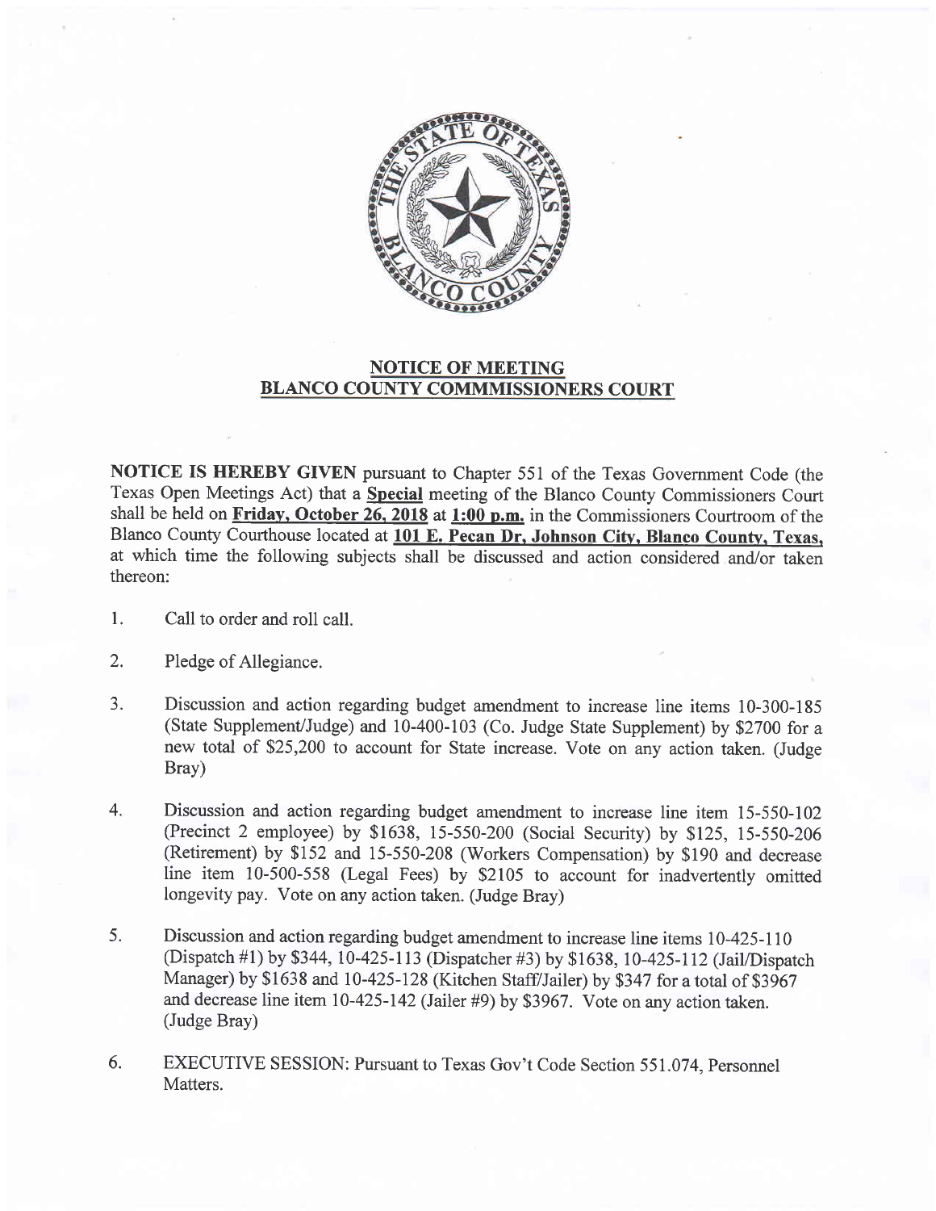## NOTICE OF MEETING
## BLANCO COUNTY COMMMISSIONERS COURT

**NOTICE IS HEREBY GIVEN** pursuant to Chapter 551 of the Texas Government Code (the Texas Open Meetings Act) that a **Special** meeting of the Blanco County Commissioners Court shall be held on **Friday, October 26, 2018** at **1:00 p.m.** in the Commissioners Courtroom of the Blanco County Courthouse located at **101 E. Pecan Dr, Johnson City, Blanco County, Texas,** at which time the following subjects shall be discussed and action considered and/or taken thereon:

1. Call to order and roll call.

2. Pledge of Allegiance.

3. Discussion and action regarding budget amendment to increase line items 10-300-185 (State Supplement/Judge) and 10-400-103 (Co. Judge State Supplement) by $2700 for a new total of $25,200 to account for State increase. Vote on any action taken. (Judge Bray)

4. Discussion and action regarding budget amendment to increase line item 15-550-102 (Precinct 2 employee) by $1638, 15-550-200 (Social Security) by $125, 15-550-206 (Retirement) by $152 and 15-550-208 (Workers Compensation) by $190 and decrease line item 10-500-558 (Legal Fees) by $2105 to account for inadvertently omitted longevity pay. Vote on any action taken. (Judge Bray)

5. Discussion and action regarding budget amendment to increase line items 10-425-110 (Dispatch #1) by $344, 10-425-113 (Dispatcher #3) by $1638, 10-425-112 (Jail/Dispatch Manager) by $1638 and 10-425-128 (Kitchen Staff/Jailer) by $347 for a total of $3967 and decrease line item 10-425-142 (Jailer #9) by $3967. Vote on any action taken. (Judge Bray)

6. EXECUTIVE SESSION: Pursuant to Texas Gov't Code Section 551.074, Personnel Matters.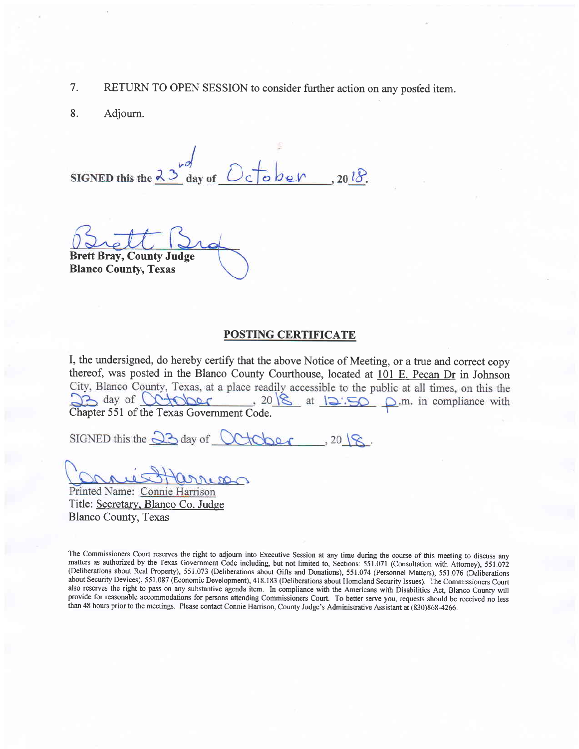7. RETURN TO OPEN SESSION to consider further action on any posted item.

8. Adjourn.

**SIGNED this the** 23rd **day of** October **, 20**18.

Brett Bray

**Brett Bray, County Judge**
**Blanco County, Texas**

## POSTING CERTIFICATE

I, the undersigned, do hereby certify that the above Notice of Meeting, or a true and correct copy thereof, was posted in the Blanco County Courthouse, located at 101 E. Pecan Dr in Johnson City, Blanco County, Texas, at a place readily accessible to the public at all times, on this the 23 day of October, 20 18 at 12:50 p.m. in compliance with Chapter 551 of the Texas Government Code.

SIGNED this the 23 day of October, 20 18.

Connie Harrison

Printed Name: Connie Harrison
Title: Secretary, Blanco Co. Judge
Blanco County, Texas

The Commissioners Court reserves the right to adjourn into Executive Session at any time during the course of this meeting to discuss any matters as authorized by the Texas Government Code including, but not limited to, Sections: 551.071 (Consultation with Attorney), 551.072 (Deliberations about Real Property), 551.073 (Deliberations about Gifts and Donations), 551.074 (Personnel Matters), 551.076 (Deliberations about Security Devices), 551.087 (Economic Development), 418.183 (Deliberations about Homeland Security Issues). The Commissioners Court also reserves the right to pass on any substantive agenda item. In compliance with the Americans with Disabilities Act, Blanco County will provide for reasonable accommodations for persons attending Commissioners Court. To better serve you, requests should be received no less than 48 hours prior to the meetings. Please contact Connie Harrison, County Judge's Administrative Assistant at (830)868-4266.